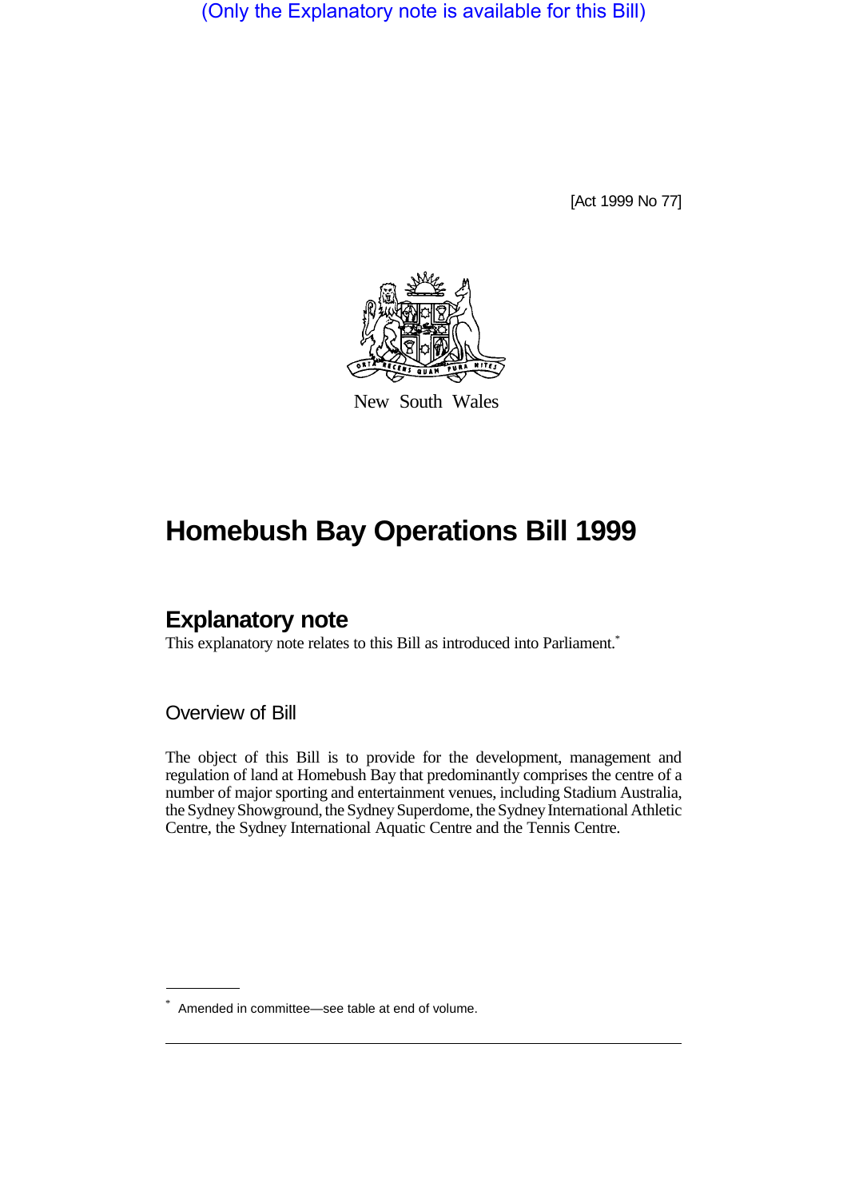(Only the Explanatory note is available for this Bill)

[Act 1999 No 77]

New South Wales

# Homebush Bay Operations Bill 1999

## Explanatory note

This explanatory note relates to this Bill as introduced into Parliament.*

### Overview of Bill

The object of this Bill is to provide for the development, management and regulation of land at Homebush Bay that predominantly comprises the centre of a number of major sporting and entertainment venues, including Stadium Australia, the Sydney Showground, the Sydney Superdome, the Sydney International Athletic Centre, the Sydney International Aquatic Centre and the Tennis Centre.

* Amended in committee—see table at end of volume.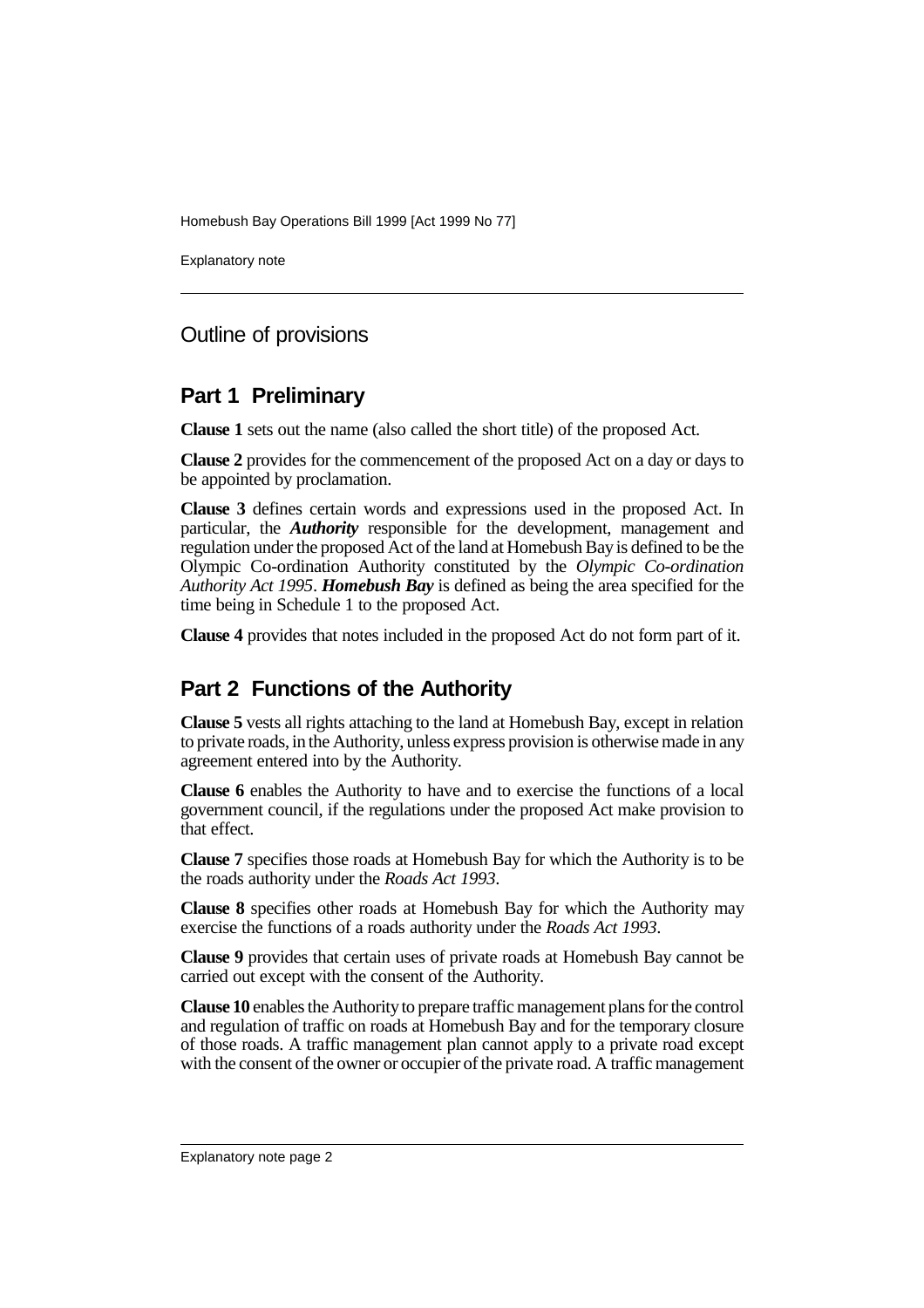## Outline of provisions

### Part 1 Preliminary

**Clause 1** sets out the name (also called the short title) of the proposed Act.

**Clause 2** provides for the commencement of the proposed Act on a day or days to be appointed by proclamation.

**Clause 3** defines certain words and expressions used in the proposed Act. In particular, the ***Authority*** responsible for the development, management and regulation under the proposed Act of the land at Homebush Bay is defined to be the Olympic Co-ordination Authority constituted by the *Olympic Co-ordination Authority Act 1995*. ***Homebush Bay*** is defined as being the area specified for the time being in Schedule 1 to the proposed Act.

**Clause 4** provides that notes included in the proposed Act do not form part of it.

### Part 2 Functions of the Authority

**Clause 5** vests all rights attaching to the land at Homebush Bay, except in relation to private roads, in the Authority, unless express provision is otherwise made in any agreement entered into by the Authority.

**Clause 6** enables the Authority to have and to exercise the functions of a local government council, if the regulations under the proposed Act make provision to that effect.

**Clause 7** specifies those roads at Homebush Bay for which the Authority is to be the roads authority under the *Roads Act 1993*.

**Clause 8** specifies other roads at Homebush Bay for which the Authority may exercise the functions of a roads authority under the *Roads Act 1993*.

**Clause 9** provides that certain uses of private roads at Homebush Bay cannot be carried out except with the consent of the Authority.

**Clause 10** enables the Authority to prepare traffic management plans for the control and regulation of traffic on roads at Homebush Bay and for the temporary closure of those roads. A traffic management plan cannot apply to a private road except with the consent of the owner or occupier of the private road. A traffic management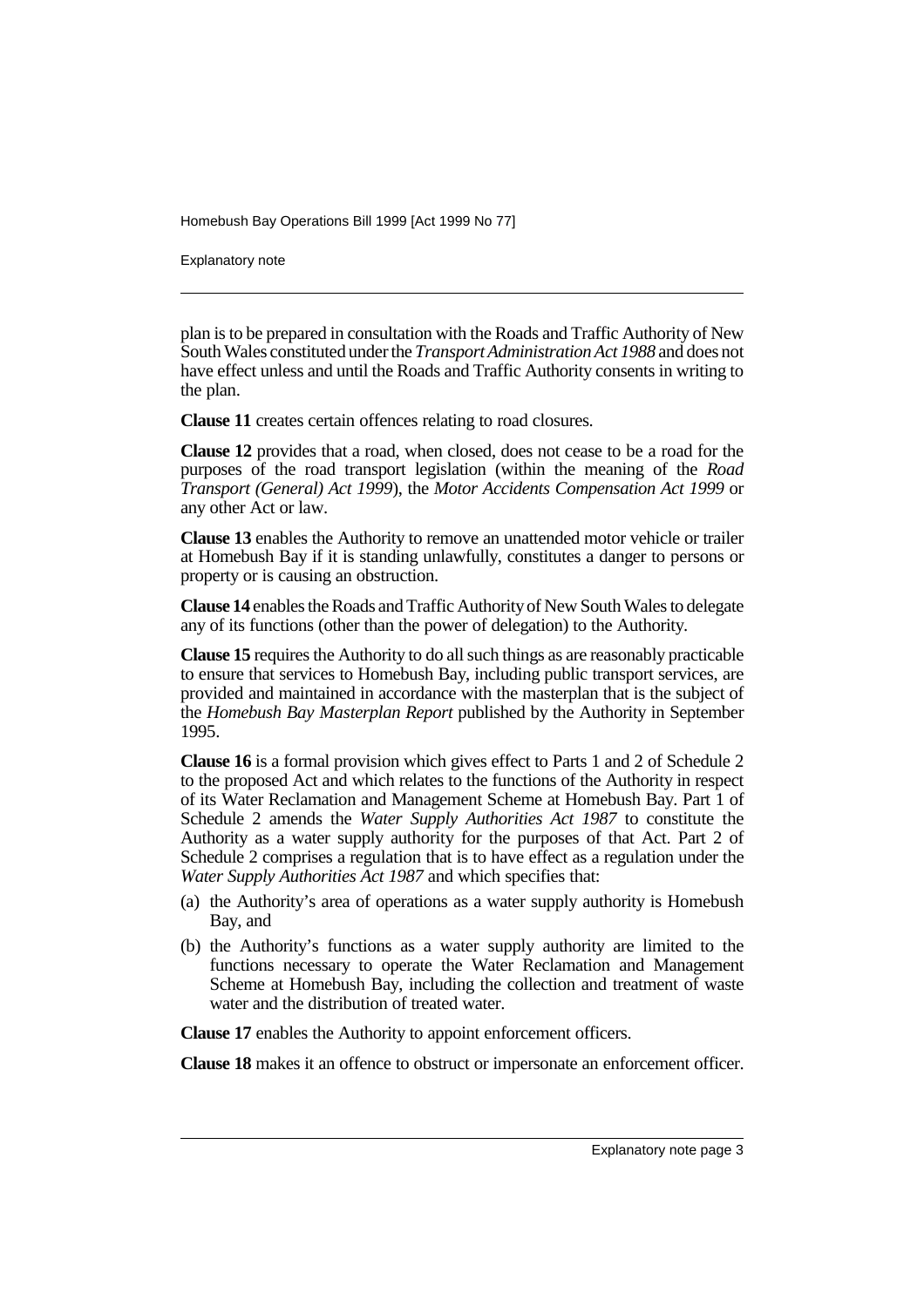plan is to be prepared in consultation with the Roads and Traffic Authority of New South Wales constituted under the *Transport Administration Act 1988* and does not have effect unless and until the Roads and Traffic Authority consents in writing to the plan.

**Clause 11** creates certain offences relating to road closures.

**Clause 12** provides that a road, when closed, does not cease to be a road for the purposes of the road transport legislation (within the meaning of the *Road Transport (General) Act 1999*), the *Motor Accidents Compensation Act 1999* or any other Act or law.

**Clause 13** enables the Authority to remove an unattended motor vehicle or trailer at Homebush Bay if it is standing unlawfully, constitutes a danger to persons or property or is causing an obstruction.

**Clause 14** enables the Roads and Traffic Authority of New South Wales to delegate any of its functions (other than the power of delegation) to the Authority.

**Clause 15** requires the Authority to do all such things as are reasonably practicable to ensure that services to Homebush Bay, including public transport services, are provided and maintained in accordance with the masterplan that is the subject of the *Homebush Bay Masterplan Report* published by the Authority in September 1995.

**Clause 16** is a formal provision which gives effect to Parts 1 and 2 of Schedule 2 to the proposed Act and which relates to the functions of the Authority in respect of its Water Reclamation and Management Scheme at Homebush Bay. Part 1 of Schedule 2 amends the *Water Supply Authorities Act 1987* to constitute the Authority as a water supply authority for the purposes of that Act. Part 2 of Schedule 2 comprises a regulation that is to have effect as a regulation under the *Water Supply Authorities Act 1987* and which specifies that:

(a) the Authority's area of operations as a water supply authority is Homebush Bay, and

(b) the Authority's functions as a water supply authority are limited to the functions necessary to operate the Water Reclamation and Management Scheme at Homebush Bay, including the collection and treatment of waste water and the distribution of treated water.

**Clause 17** enables the Authority to appoint enforcement officers.

**Clause 18** makes it an offence to obstruct or impersonate an enforcement officer.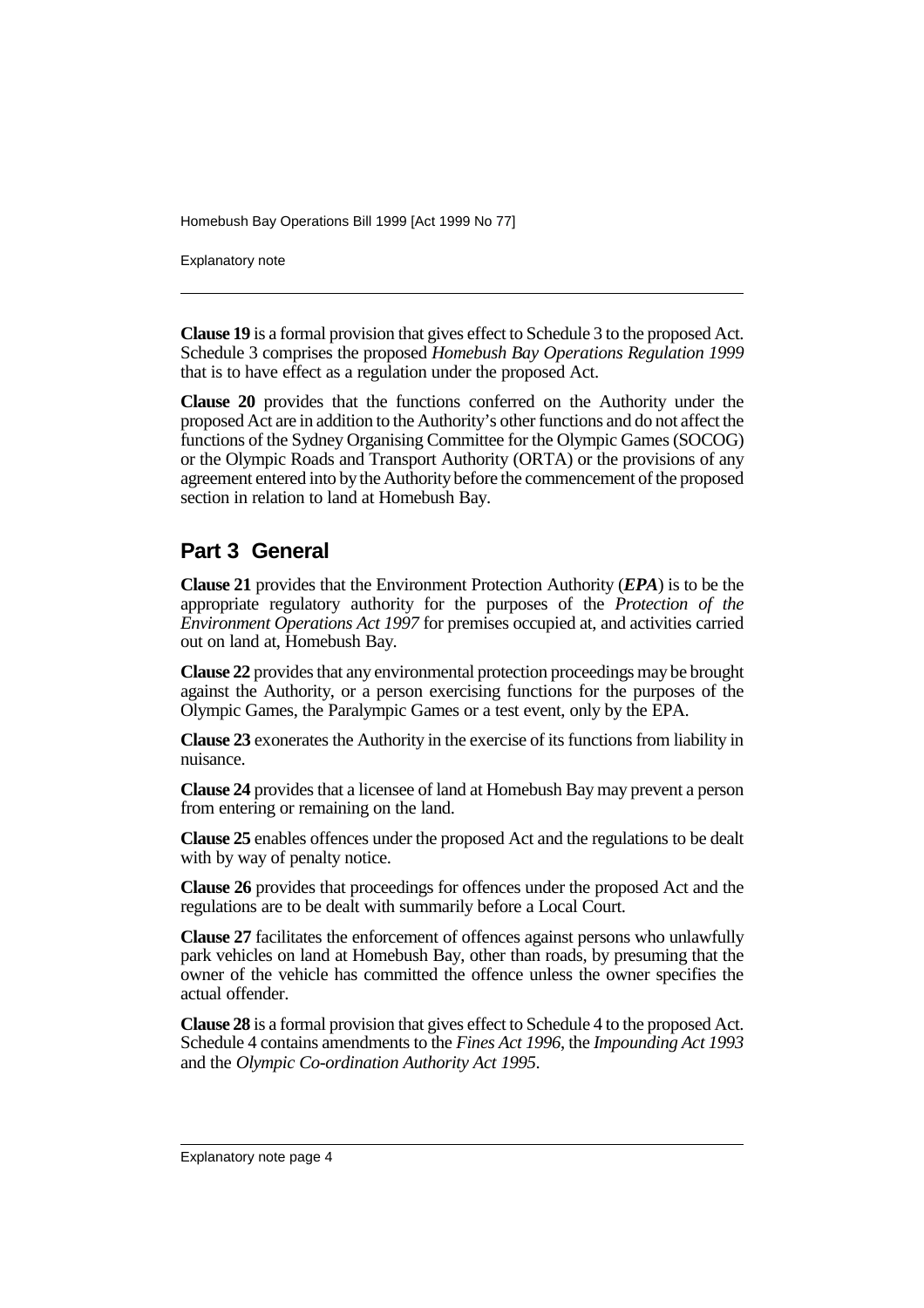**Clause 19** is a formal provision that gives effect to Schedule 3 to the proposed Act. Schedule 3 comprises the proposed *Homebush Bay Operations Regulation 1999* that is to have effect as a regulation under the proposed Act.

**Clause 20** provides that the functions conferred on the Authority under the proposed Act are in addition to the Authority's other functions and do not affect the functions of the Sydney Organising Committee for the Olympic Games (SOCOG) or the Olympic Roads and Transport Authority (ORTA) or the provisions of any agreement entered into by the Authority before the commencement of the proposed section in relation to land at Homebush Bay.

## Part 3 General

**Clause 21** provides that the Environment Protection Authority (***EPA***) is to be the appropriate regulatory authority for the purposes of the *Protection of the Environment Operations Act 1997* for premises occupied at, and activities carried out on land at, Homebush Bay.

**Clause 22** provides that any environmental protection proceedings may be brought against the Authority, or a person exercising functions for the purposes of the Olympic Games, the Paralympic Games or a test event, only by the EPA.

**Clause 23** exonerates the Authority in the exercise of its functions from liability in nuisance.

**Clause 24** provides that a licensee of land at Homebush Bay may prevent a person from entering or remaining on the land.

**Clause 25** enables offences under the proposed Act and the regulations to be dealt with by way of penalty notice.

**Clause 26** provides that proceedings for offences under the proposed Act and the regulations are to be dealt with summarily before a Local Court.

**Clause 27** facilitates the enforcement of offences against persons who unlawfully park vehicles on land at Homebush Bay, other than roads, by presuming that the owner of the vehicle has committed the offence unless the owner specifies the actual offender.

**Clause 28** is a formal provision that gives effect to Schedule 4 to the proposed Act. Schedule 4 contains amendments to the *Fines Act 1996*, the *Impounding Act 1993* and the *Olympic Co-ordination Authority Act 1995*.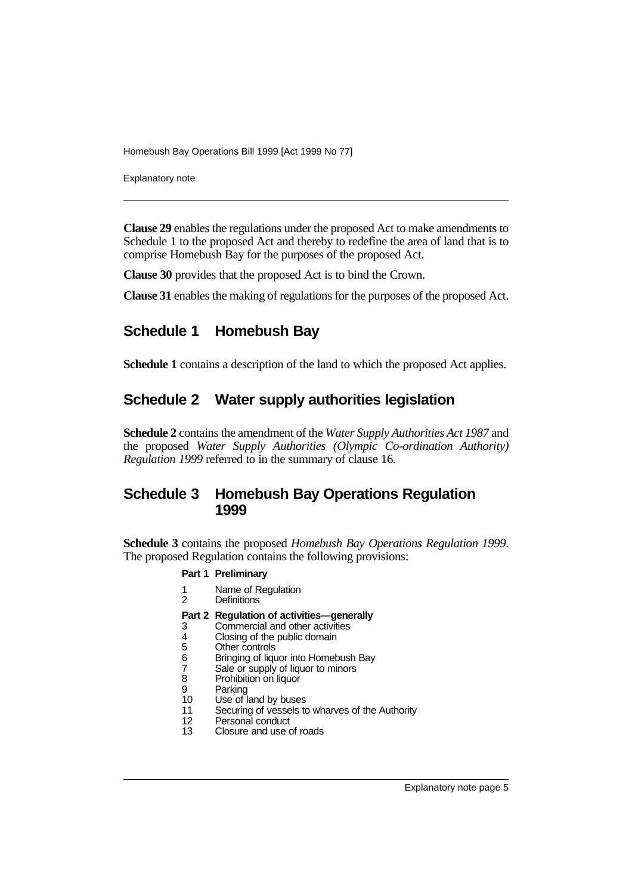**Clause 29** enables the regulations under the proposed Act to make amendments to Schedule 1 to the proposed Act and thereby to redefine the area of land that is to comprise Homebush Bay for the purposes of the proposed Act.

**Clause 30** provides that the proposed Act is to bind the Crown.

**Clause 31** enables the making of regulations for the purposes of the proposed Act.

## Schedule 1 Homebush Bay

**Schedule 1** contains a description of the land to which the proposed Act applies.

## Schedule 2 Water supply authorities legislation

**Schedule 2** contains the amendment of the *Water Supply Authorities Act 1987* and the proposed *Water Supply Authorities (Olympic Co-ordination Authority) Regulation 1999* referred to in the summary of clause 16.

## Schedule 3 Homebush Bay Operations Regulation 1999

**Schedule 3** contains the proposed *Homebush Bay Operations Regulation 1999*. The proposed Regulation contains the following provisions:

**Part 1 Preliminary**

1 Name of Regulation
2 Definitions

**Part 2 Regulation of activities—generally**

3 Commercial and other activities
4 Closing of the public domain
5 Other controls
6 Bringing of liquor into Homebush Bay
7 Sale or supply of liquor to minors
8 Prohibition on liquor
9 Parking
10 Use of land by buses
11 Securing of vessels to wharves of the Authority
12 Personal conduct
13 Closure and use of roads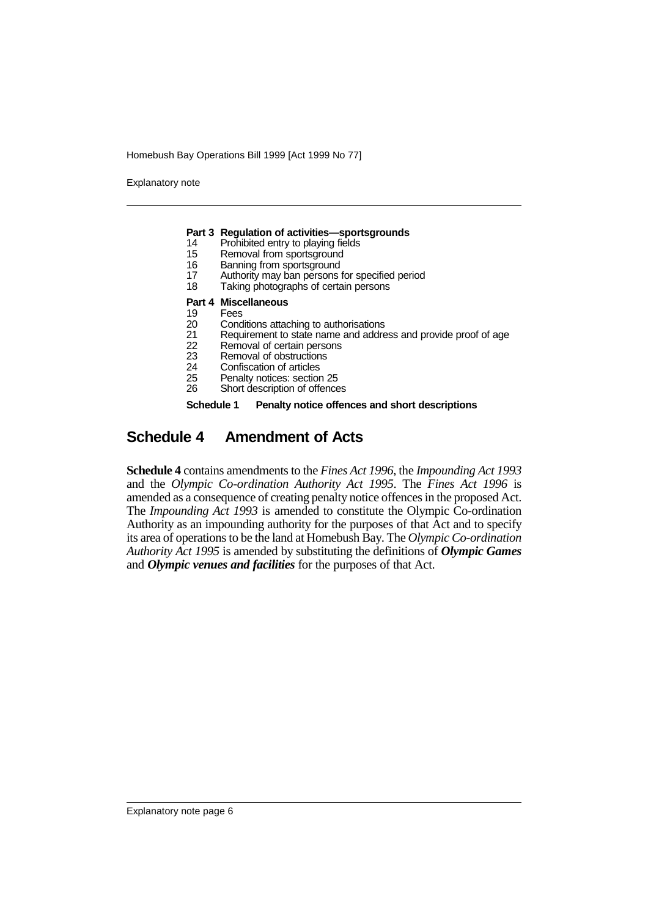**Part 3 Regulation of activities—sportsgrounds**

14 Prohibited entry to playing fields
15 Removal from sportsground
16 Banning from sportsground
17 Authority may ban persons for specified period
18 Taking photographs of certain persons

**Part 4 Miscellaneous**

19 Fees
20 Conditions attaching to authorisations
21 Requirement to state name and address and provide proof of age
22 Removal of certain persons
23 Removal of obstructions
24 Confiscation of articles
25 Penalty notices: section 25
26 Short description of offences

**Schedule 1 Penalty notice offences and short descriptions**

## Schedule 4 Amendment of Acts

**Schedule 4** contains amendments to the *Fines Act 1996*, the *Impounding Act 1993* and the *Olympic Co-ordination Authority Act 1995*. The *Fines Act 1996* is amended as a consequence of creating penalty notice offences in the proposed Act. The *Impounding Act 1993* is amended to constitute the Olympic Co-ordination Authority as an impounding authority for the purposes of that Act and to specify its area of operations to be the land at Homebush Bay. The *Olympic Co-ordination Authority Act 1995* is amended by substituting the definitions of ***Olympic Games*** and ***Olympic venues and facilities*** for the purposes of that Act.